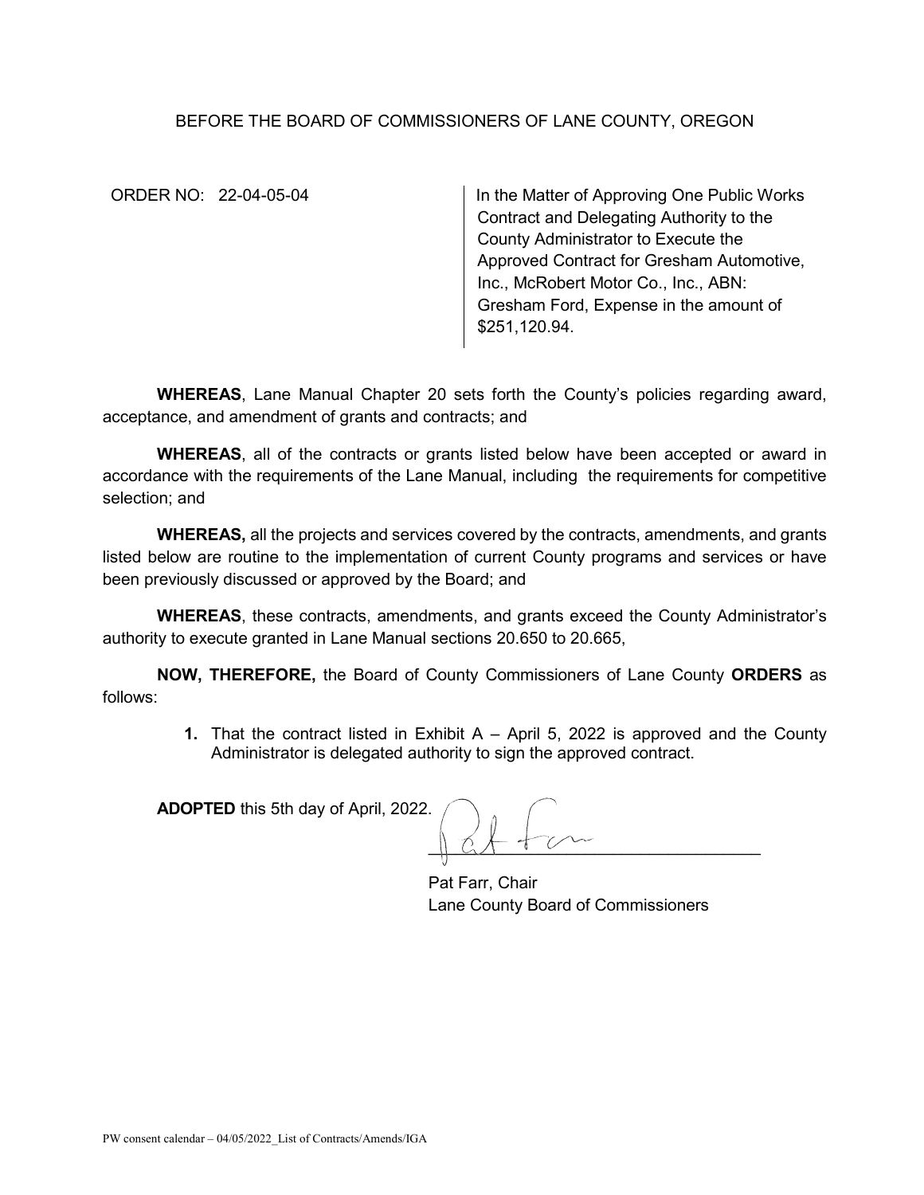BEFORE THE BOARD OF COMMISSIONERS OF LANE COUNTY, OREGON

ORDER NO: 22-04-05-04

In the Matter of Approving One Public Works Contract and Delegating Authority to the County Administrator to Execute the Approved Contract for Gresham Automotive, Inc., McRobert Motor Co., Inc., ABN: Gresham Ford, Expense in the amount of $251,120.94.

**WHEREAS**, Lane Manual Chapter 20 sets forth the County's policies regarding award, acceptance, and amendment of grants and contracts; and

**WHEREAS**, all of the contracts or grants listed below have been accepted or award in accordance with the requirements of the Lane Manual, including the requirements for competitive selection; and

**WHEREAS,** all the projects and services covered by the contracts, amendments, and grants listed below are routine to the implementation of current County programs and services or have been previously discussed or approved by the Board; and

**WHEREAS**, these contracts, amendments, and grants exceed the County Administrator's authority to execute granted in Lane Manual sections 20.650 to 20.665,

**NOW, THEREFORE,** the Board of County Commissioners of Lane County **ORDERS** as follows:

1. That the contract listed in Exhibit A – April 5, 2022 is approved and the County Administrator is delegated authority to sign the approved contract.

**ADOPTED** this 5th day of April, 2022.

Pat Farr, Chair
Lane County Board of Commissioners

PW consent calendar – 04/05/2022_List of Contracts/Amends/IGA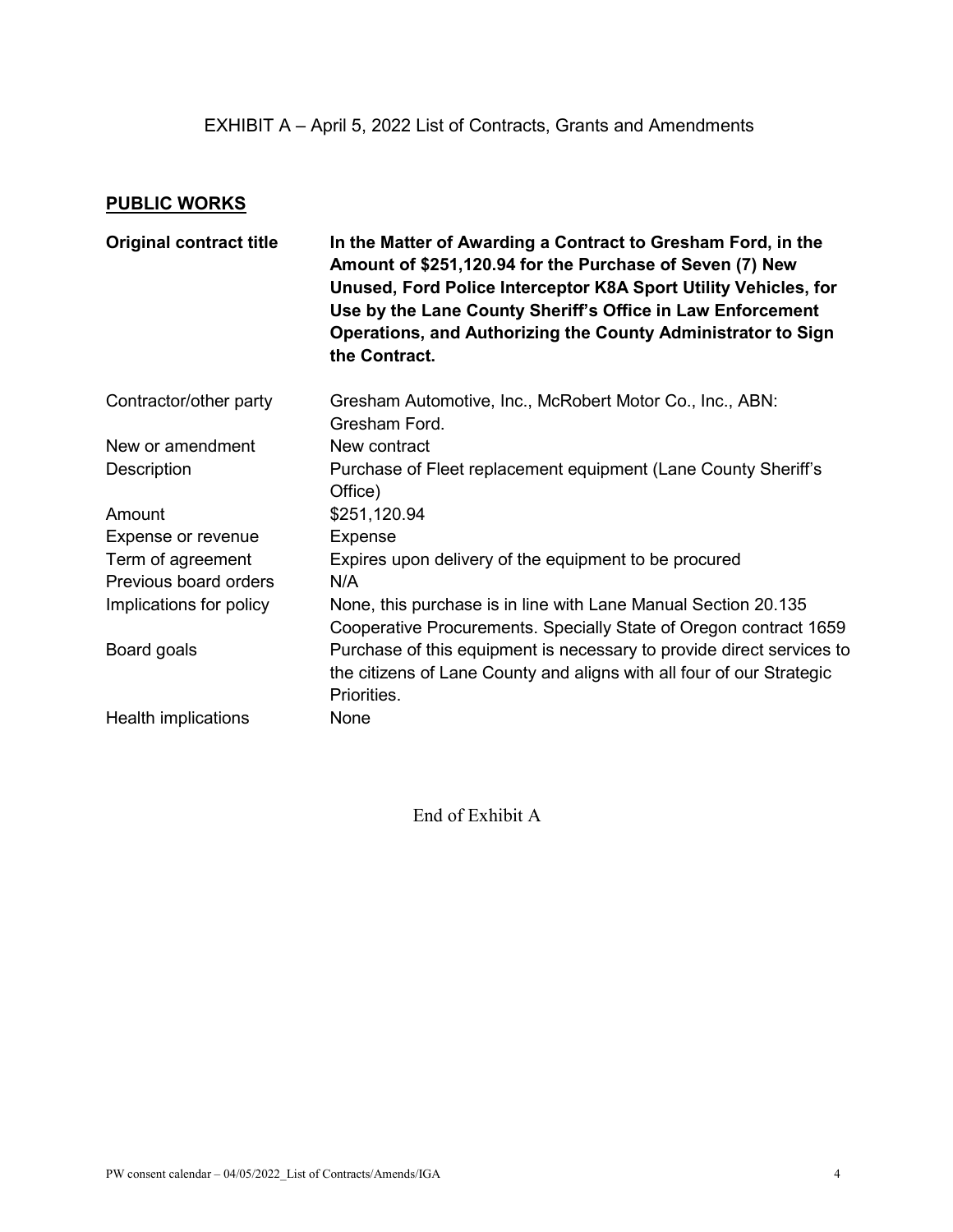EXHIBIT A – April 5, 2022 List of Contracts, Grants and Amendments

## PUBLIC WORKS

| | |
|---|---|
| **Original contract title** | **In the Matter of Awarding a Contract to Gresham Ford, in the Amount of $251,120.94 for the Purchase of Seven (7) New Unused, Ford Police Interceptor K8A Sport Utility Vehicles, for Use by the Lane County Sheriff's Office in Law Enforcement Operations, and Authorizing the County Administrator to Sign the Contract.** |
| Contractor/other party | Gresham Automotive, Inc., McRobert Motor Co., Inc., ABN: Gresham Ford. |
| New or amendment | New contract |
| Description | Purchase of Fleet replacement equipment (Lane County Sheriff's Office) |
| Amount | $251,120.94 |
| Expense or revenue | Expense |
| Term of agreement | Expires upon delivery of the equipment to be procured |
| Previous board orders | N/A |
| Implications for policy | None, this purchase is in line with Lane Manual Section 20.135 Cooperative Procurements. Specially State of Oregon contract 1659 |
| Board goals | Purchase of this equipment is necessary to provide direct services to the citizens of Lane County and aligns with all four of our Strategic Priorities. |
| Health implications | None |

End of Exhibit A